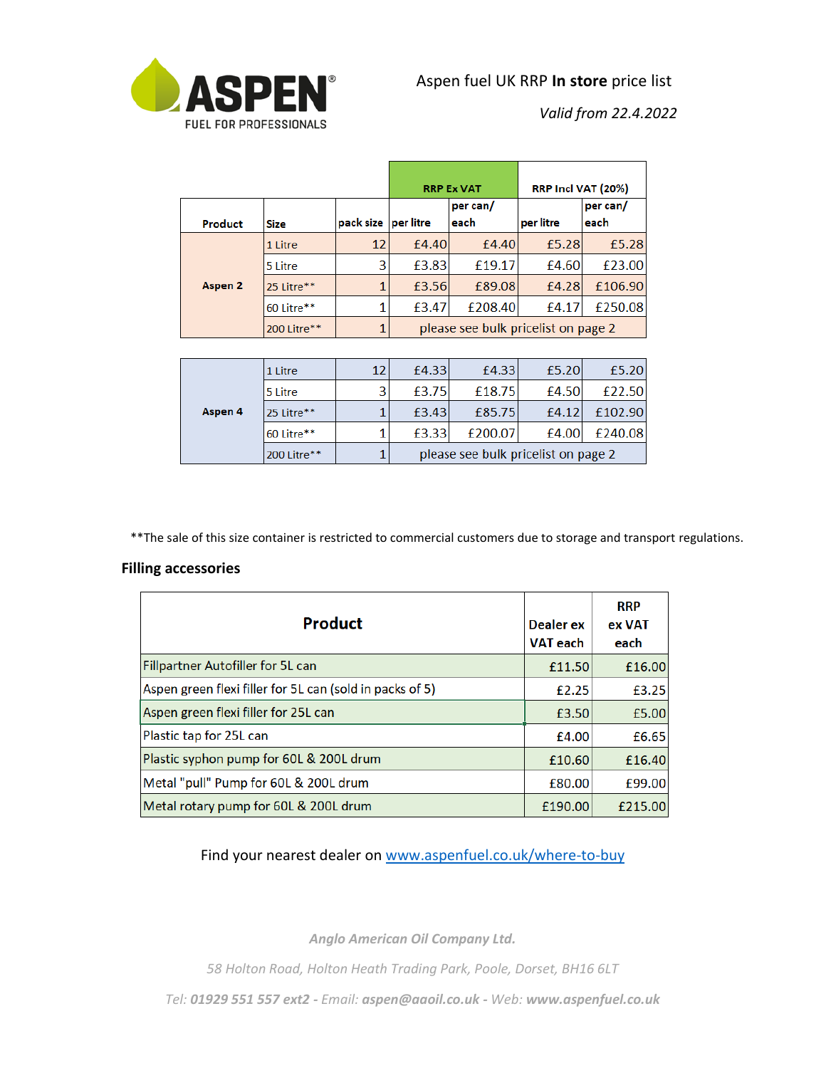ASPEN FUEL FOR PROFESSIONALS

# Aspen fuel UK RRP **In store** price list

*Valid from 22.4.2022*

| | | | RRP Ex VAT | | RRP Incl VAT (20%) | |
|---|---|---|---|---|---|---|
| **Product** | **Size** | **pack size** | **per litre** | **per can/ each** | **per litre** | **per can/ each** |
| **Aspen 2** | 1 Litre | 12 | £4.40 | £4.40 | £5.28 | £5.28 |
| | 5 Litre | 3 | £3.83 | £19.17 | £4.60 | £23.00 |
| | 25 Litre** | 1 | £3.56 | £89.08 | £4.28 | £106.90 |
| | 60 Litre** | 1 | £3.47 | £208.40 | £4.17 | £250.08 |
| | 200 Litre** | 1 | please see bulk pricelist on page 2 | | | |
| **Aspen 4** | 1 Litre | 12 | £4.33 | £4.33 | £5.20 | £5.20 |
| | 5 Litre | 3 | £3.75 | £18.75 | £4.50 | £22.50 |
| | 25 Litre** | 1 | £3.43 | £85.75 | £4.12 | £102.90 |
| | 60 Litre** | 1 | £3.33 | £200.07 | £4.00 | £240.08 |
| | 200 Litre** | 1 | please see bulk pricelist on page 2 | | | |

**The sale of this size container is restricted to commercial customers due to storage and transport regulations.

## Filling accessories

| Product | Dealer ex VAT each | RRP ex VAT each |
|---|---|---|
| Fillpartner Autofiller for 5L can | £11.50 | £16.00 |
| Aspen green flexi filler for 5L can (sold in packs of 5) | £2.25 | £3.25 |
| Aspen green flexi filler for 25L can | £3.50 | £5.00 |
| Plastic tap for 25L can | £4.00 | £6.65 |
| Plastic syphon pump for 60L & 200L drum | £10.60 | £16.40 |
| Metal "pull" Pump for 60L & 200L drum | £80.00 | £99.00 |
| Metal rotary pump for 60L & 200L drum | £190.00 | £215.00 |

Find your nearest dealer on www.aspenfuel.co.uk/where-to-buy

*Anglo American Oil Company Ltd.*

*58 Holton Road, Holton Heath Trading Park, Poole, Dorset, BH16 6LT*

*Tel: **01929 551 557 ext2** - Email: **aspen@aaoil.co.uk** - Web: **www.aspenfuel.co.uk***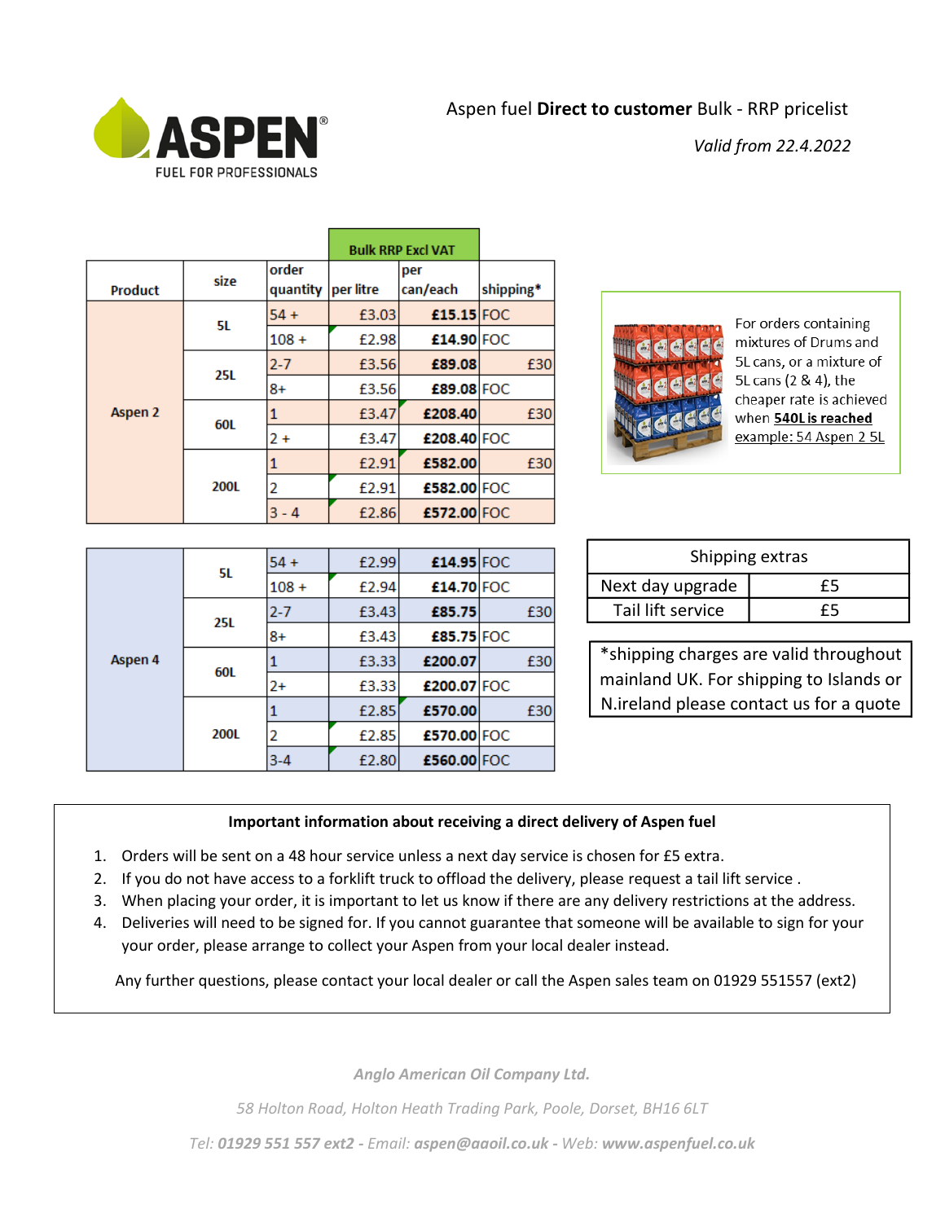**ASPEN**
FUEL FOR PROFESSIONALS

Aspen fuel **Direct to customer** Bulk - RRP pricelist

*Valid from 22.4.2022*

| Product | size | order quantity | Bulk RRP Excl VAT per litre | Bulk RRP Excl VAT per can/each | shipping* |
|---|---|---|---|---|---|
| Aspen 2 | 5L | 54 + | £3.03 | **£15.15** | FOC |
| | | 108 + | £2.98 | **£14.90** | FOC |
| | 25L | 2-7 | £3.56 | **£89.08** | £30 |
| | | 8+ | £3.56 | **£89.08** | FOC |
| | 60L | 1 | £3.47 | **£208.40** | £30 |
| | | 2 + | £3.47 | **£208.40** | FOC |
| | 200L | 1 | £2.91 | **£582.00** | £30 |
| | | 2 | £2.91 | **£582.00** | FOC |
| | | 3 - 4 | £2.86 | **£572.00** | FOC |
| Aspen 4 | 5L | 54 + | £2.99 | **£14.95** | FOC |
| | | 108 + | £2.94 | **£14.70** | FOC |
| | 25L | 2-7 | £3.43 | **£85.75** | £30 |
| | | 8+ | £3.43 | **£85.75** | FOC |
| | 60L | 1 | £3.33 | **£200.07** | £30 |
| | | 2+ | £3.33 | **£200.07** | FOC |
| | 200L | 1 | £2.85 | **£570.00** | £30 |
| | | 2 | £2.85 | **£570.00** | FOC |
| | | 3-4 | £2.80 | **£560.00** | FOC |

For orders containing mixtures of Drums and 5L cans, or a mixture of 5L cans (2 & 4), the cheaper rate is achieved when **540L is reached** example: 54 Aspen 2 5L

| Shipping extras | |
|---|---|
| Next day upgrade | £5 |
| Tail lift service | £5 |

*shipping charges are valid throughout mainland UK. For shipping to Islands or N.ireland please contact us for a quote

**Important information about receiving a direct delivery of Aspen fuel**

1. Orders will be sent on a 48 hour service unless a next day service is chosen for £5 extra.
2. If you do not have access to a forklift truck to offload the delivery, please request a tail lift service .
3. When placing your order, it is important to let us know if there are any delivery restrictions at the address.
4. Deliveries will need to be signed for. If you cannot guarantee that someone will be available to sign for your your order, please arrange to collect your Aspen from your local dealer instead.

Any further questions, please contact your local dealer or call the Aspen sales team on 01929 551557 (ext2)

*Anglo American Oil Company Ltd.*

*58 Holton Road, Holton Heath Trading Park, Poole, Dorset, BH16 6LT*

*Tel: **01929 551 557 ext2** - Email: **aspen@aaoil.co.uk** - Web: **www.aspenfuel.co.uk***